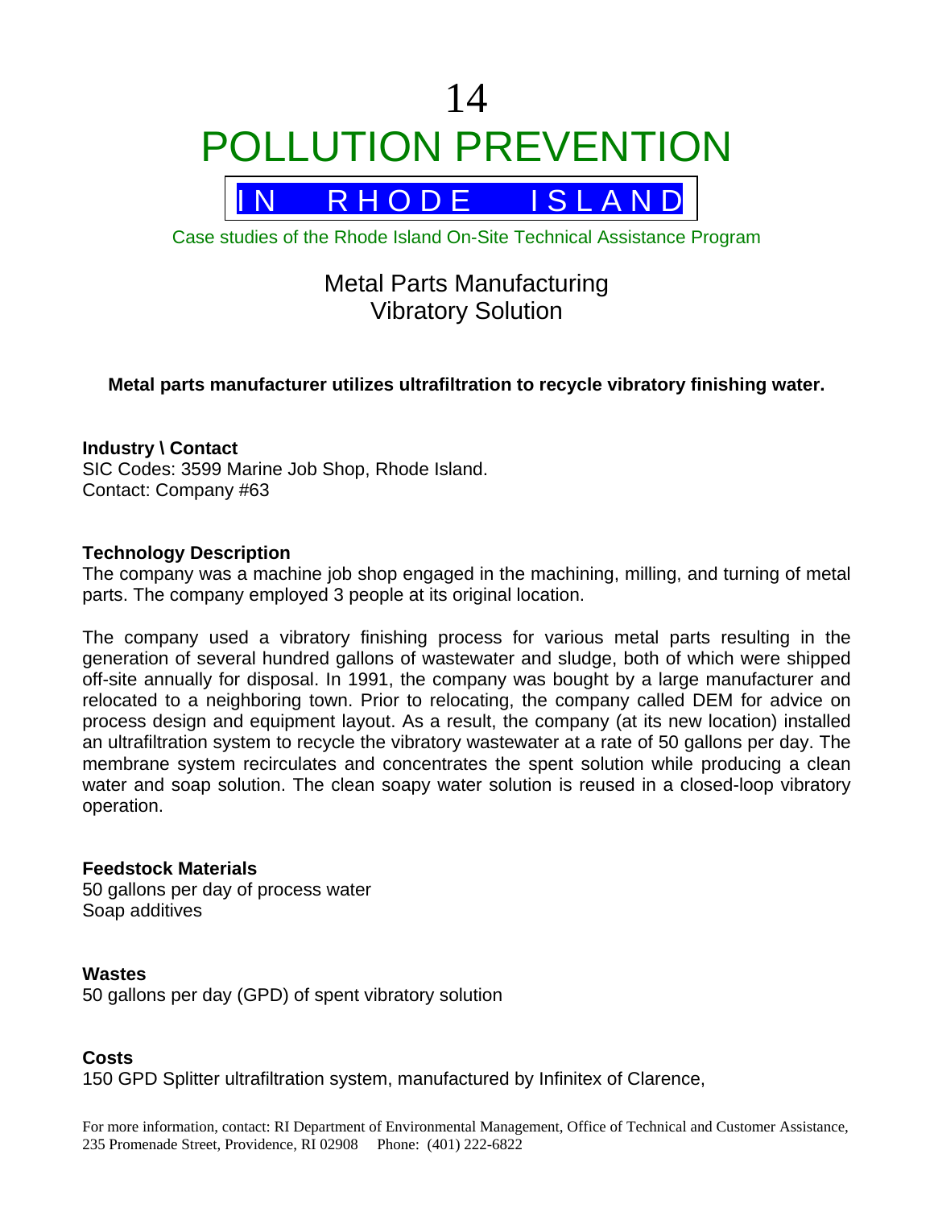# 14

# POLLUTION PREVENTION

## IN RHODE ISLAND

Case studies of the Rhode Island On-Site Technical Assistance Program

## Metal Parts Manufacturing
## Vibratory Solution

**Metal parts manufacturer utilizes ultrafiltration to recycle vibratory finishing water.**

**Industry \ Contact**
SIC Codes: 3599 Marine Job Shop, Rhode Island.
Contact: Company #63

**Technology Description**
The company was a machine job shop engaged in the machining, milling, and turning of metal parts. The company employed 3 people at its original location.

The company used a vibratory finishing process for various metal parts resulting in the generation of several hundred gallons of wastewater and sludge, both of which were shipped off-site annually for disposal. In 1991, the company was bought by a large manufacturer and relocated to a neighboring town. Prior to relocating, the company called DEM for advice on process design and equipment layout. As a result, the company (at its new location) installed an ultrafiltration system to recycle the vibratory wastewater at a rate of 50 gallons per day. The membrane system recirculates and concentrates the spent solution while producing a clean water and soap solution. The clean soapy water solution is reused in a closed-loop vibratory operation.

**Feedstock Materials**
50 gallons per day of process water
Soap additives

**Wastes**
50 gallons per day (GPD) of spent vibratory solution

**Costs**
150 GPD Splitter ultrafiltration system, manufactured by Infinitex of Clarence,

For more information, contact: RI Department of Environmental Management, Office of Technical and Customer Assistance, 235 Promenade Street, Providence, RI 02908 Phone: (401) 222-6822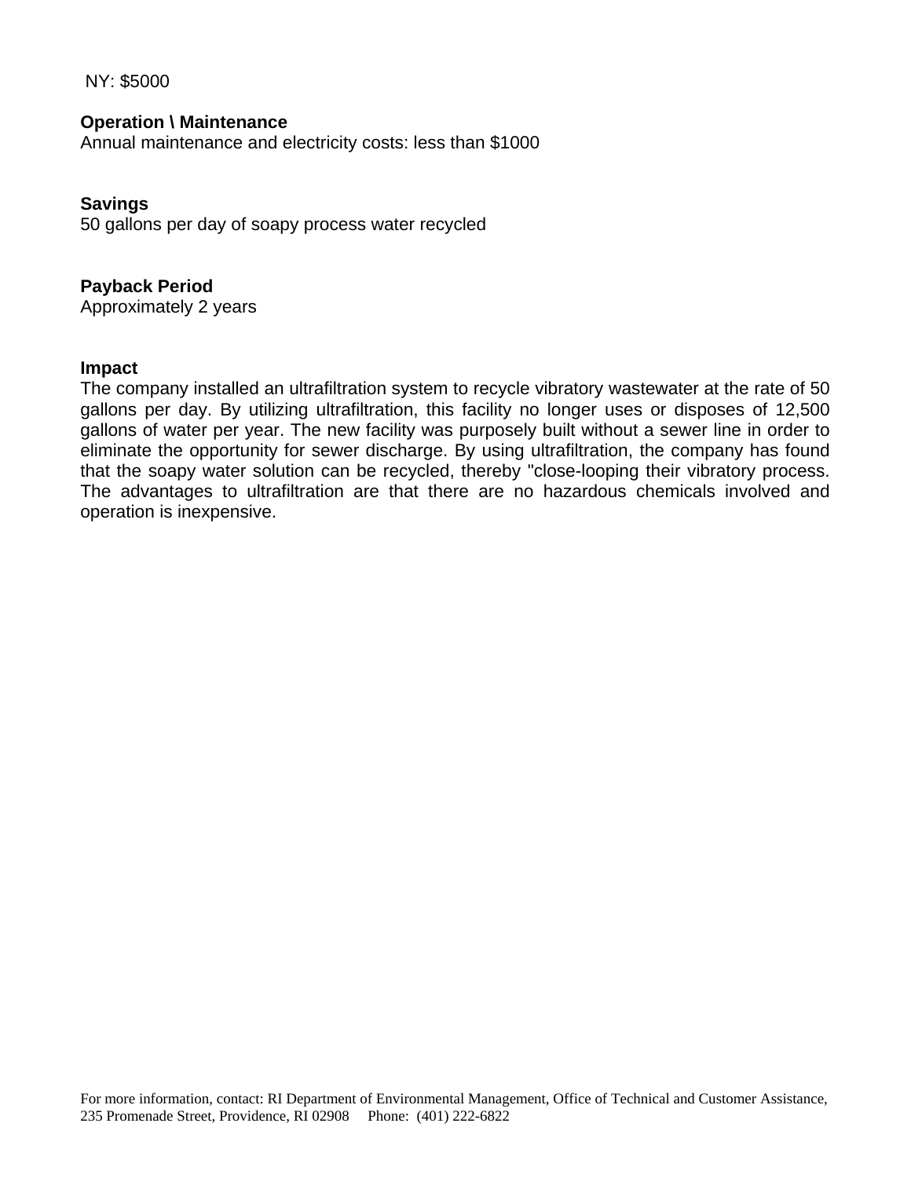NY: $5000

**Operation \ Maintenance**
Annual maintenance and electricity costs: less than $1000

**Savings**
50 gallons per day of soapy process water recycled

**Payback Period**
Approximately 2 years

**Impact**
The company installed an ultrafiltration system to recycle vibratory wastewater at the rate of 50 gallons per day. By utilizing ultrafiltration, this facility no longer uses or disposes of 12,500 gallons of water per year. The new facility was purposely built without a sewer line in order to eliminate the opportunity for sewer discharge. By using ultrafiltration, the company has found that the soapy water solution can be recycled, thereby "close-looping their vibratory process. The advantages to ultrafiltration are that there are no hazardous chemicals involved and operation is inexpensive.

For more information, contact: RI Department of Environmental Management, Office of Technical and Customer Assistance, 235 Promenade Street, Providence, RI 02908 Phone: (401) 222-6822